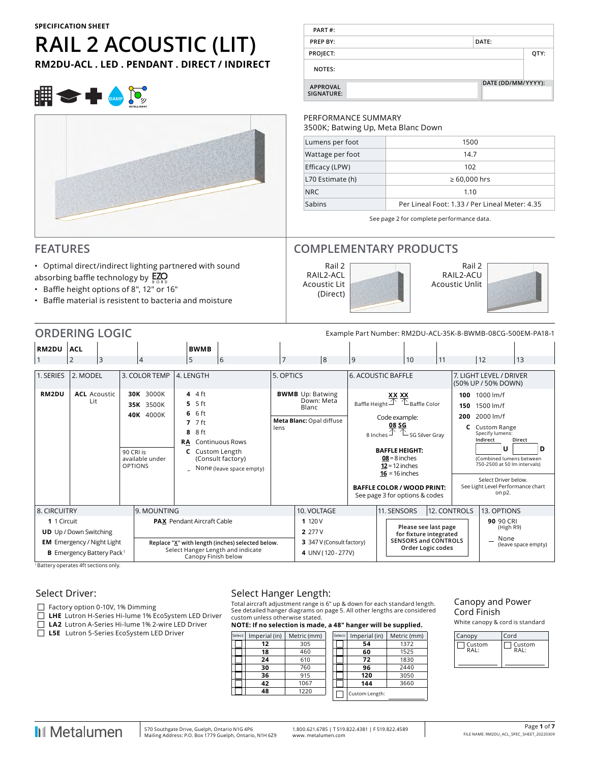SPECIFICATION SHEET

# RAIL 2 ACOUSTIC (LIT)

**RM2DU-ACL . LED . PENDANT . DIRECT / INDIRECT**

| PART #: | | |
|---|---|---|
| PREP BY: | DATE: | |
| PROJECT: | | QTY: |
| NOTES: | | |
| APPROVAL SIGNATURE: | | DATE (DD/MM/YYYY): |

## PERFORMANCE SUMMARY

3500K; Batwing Up, Meta Blanc Down

| | |
|---|---|
| Lumens per foot | 1500 |
| Wattage per foot | 14.7 |
| Efficacy (LPW) | 102 |
| L70 Estimate (h) | ≥ 60,000 hrs |
| NRC | 1.10 |
| Sabins | Per Lineal Foot: 1.33 / Per Lineal Meter: 4.35 |

See page 2 for complete performance data.

## FEATURES

- Optimal direct/indirect lighting partnered with sound absorbing baffle technology by EZO BORD
- Baffle height options of 8", 12" or 16"
- Baffle material is resistent to bacteria and moisture

## COMPLEMENTARY PRODUCTS

Rail 2 RAIL2-ACL Acoustic Lit (Direct)

Rail 2 RAIL2-ACU Acoustic Unlit

## ORDERING LOGIC

Example Part Number: RM2DU-ACL-35K-8-BWMB-08CG-500EM-PA18-1

| RM2DU | ACL | | | BWMB | | | | | | | | |
|---|---|---|---|---|---|---|---|---|---|---|---|---|
| 1 | 2 | 3 | 4 | 5 | 6 | 7 | 8 | 9 | 10 | 11 | 12 | 13 |

**1. SERIES**
- **RM2DU**

**2. MODEL**
- **ACL** Acoustic Lit

**3. COLOR TEMP**
- **30K** 3000K
- **35K** 3500K
- **40K** 4000K

90 CRI is available under OPTIONS

**4. LENGTH**
- **4** 4 ft
- **5** 5 ft
- **6** 6 ft
- **7** 7 ft
- **8** 8 ft
- **RA** Continuous Rows
- **C** Custom Length (Consult factory)
- _ None (leave space empty)

**5. OPTICS**
- **BWMB** Up: Batwing Down: Meta Blanc

Meta Blanc: Opal diffuse lens

**6. ACOUSTIC BAFFLE**

**XX XX** — Baffle Height / Baffle Color

Code example: **08 SG** — 8 Inches / SG Silver Gray

**BAFFLE HEIGHT:**
- **08** = 8 inches
- **12** = 12 inches
- **16** = 16 inches

**BAFFLE COLOR / WOOD PRINT:** See page 3 for options & codes

**7. LIGHT LEVEL / DRIVER (50% UP / 50% DOWN)**
- **100** 1000 lm/f
- **150** 1500 lm/f
- **200** 2000 lm/f
- **C** Custom Range — Specify lumens: Indirect ____ U Direct ____ D (Combined lumens between 750-2500 at 50 lm intervals)

Select Driver below. See Light Level Performance chart on p2.

**8. CIRCUITRY**
- **1** 1 Circuit
- **UD** Up / Down Switching
- **EM** Emergency / Night Light
- **B** Emergency Battery Pack[1]

**9. MOUNTING**
- **PAX** Pendant Aircraft Cable

Replace "X" with length (inches) selected below. Select Hanger Length and indicate Canopy Finish below

**10. VOLTAGE**
- **1** 120 V
- **2** 277 V
- **3** 347 V (Consult factory)
- **4** UNV (120 - 277V)

**11. SENSORS / 12. CONTROLS**

Please see last page for fixture integrated SENSORS and CONTROLS Order Logic codes

**13. OPTIONS**
- **90** 90 CRI (High R9)
- _ None (leave space empty)

[1] Battery operates 4ft sections only.

### Select Driver:

- ☐ Factory option 0-10V, 1% Dimming
- ☐ **LHE** Lutron H-Series Hi-lume 1% EcoSystem LED Driver
- ☐ **LA2** Lutron A-Series Hi-lume 1% 2-wire LED Driver
- ☐ **L5E** Lutron 5-Series EcoSystem LED Driver

### Select Hanger Length:

Total aircraft adjustment range is 6" up & down for each standard length. See detailed hanger diagrams on page 5. All other lengths are considered custom unless otherwise stated.

**NOTE: If no selection is made, a 48" hanger will be supplied.**

| Select: | Imperial (in) | Metric (mm) |
|---|---|---|
| ☐ | **12** | 305 |
| ☐ | **18** | 460 |
| ☐ | **24** | 610 |
| ☐ | **30** | 760 |
| ☐ | **36** | 915 |
| ☐ | **42** | 1067 |
| ☐ | **48** | 1220 |

| Select: | Imperial (in) | Metric (mm) |
|---|---|---|
| ☐ | **54** | 1372 |
| ☐ | **60** | 1525 |
| ☐ | **72** | 1830 |
| ☐ | **96** | 2440 |
| ☐ | **120** | 3050 |
| ☐ | **144** | 3660 |
| ☐ | Custom Length: | |

### Canopy and Power Cord Finish

White canopy & cord is standard

| Canopy | Cord |
|---|---|
| ☐ Custom RAL: | ☐ Custom RAL: |

Metalumen — 570 Southgate Drive, Guelph, Ontario N1G 4P6 | Mailing Address: P.O. Box 1779 Guelph, Ontario, N1H 6Z9 | 1.800.621.6785 | T 519.822.4381 | F 519.822.4589 | www.metalumen.com

FILE NAME: RM2DU_ACL_SPEC_SHEET_20220309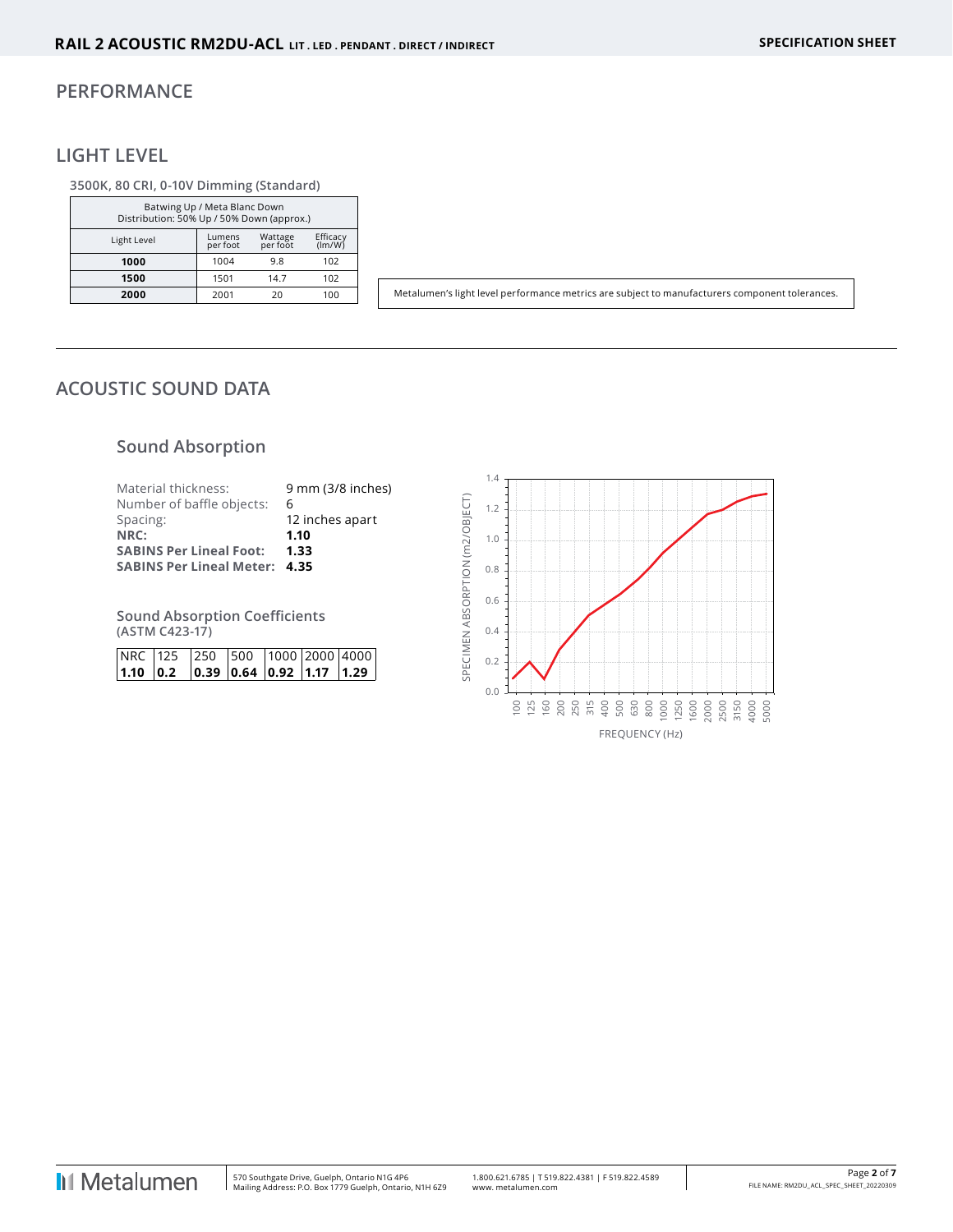# PERFORMANCE

## LIGHT LEVEL

**3500K, 80 CRI, 0-10V Dimming (Standard)**

| Batwing Up / Meta Blanc Down Distribution: 50% Up / 50% Down (approx.) | | | |
|---|---|---|---|
| Light Level | Lumens per foot | Wattage per foot | Efficacy (lm/W) |
| **1000** | 1004 | 9.8 | 102 |
| **1500** | 1501 | 14.7 | 102 |
| **2000** | 2001 | 20 | 100 |

Metalumen's light level performance metrics are subject to manufacturers component tolerances.

---

# ACOUSTIC SOUND DATA

## Sound Absorption

Material thickness: 9 mm (3/8 inches)
Number of baffle objects: 6
Spacing: 12 inches apart
**NRC: 1.10**
**SABINS Per Lineal Foot: 1.33**
**SABINS Per Lineal Meter: 4.35**

### Sound Absorption Coefficients
**(ASTM C423-17)**

| NRC | 125 | 250 | 500 | 1000 | 2000 | 4000 |
|---|---|---|---|---|---|---|
| **1.10** | **0.2** | **0.39** | **0.64** | **0.92** | **1.17** | **1.29** |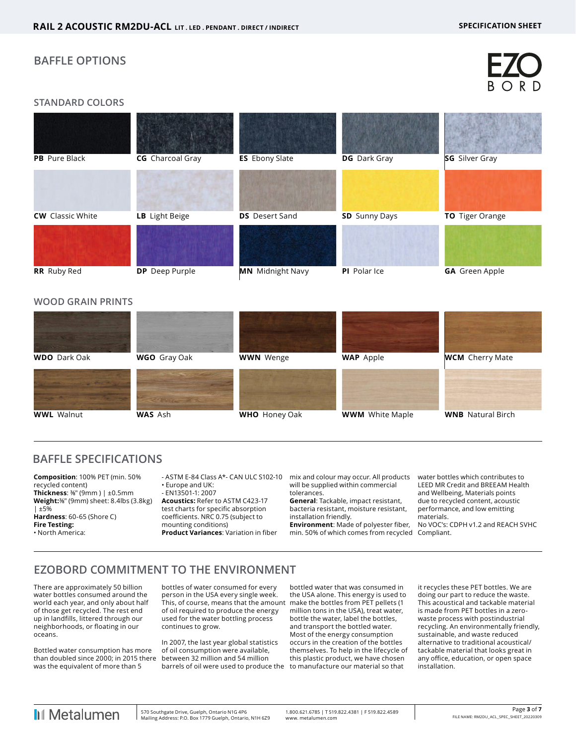## BAFFLE OPTIONS

EZO BORD

### STANDARD COLORS

| | | | | |
|---|---|---|---|---|
| **PB** Pure Black | **CG** Charcoal Gray | **ES** Ebony Slate | **DG** Dark Gray | **SG** Silver Gray |
| **CW** Classic White | **LB** Light Beige | **DS** Desert Sand | **SD** Sunny Days | **TO** Tiger Orange |
| **RR** Ruby Red | **DP** Deep Purple | **MN** Midnight Navy | **PI** Polar Ice | **GA** Green Apple |

### WOOD GRAIN PRINTS

| | | | | |
|---|---|---|---|---|
| **WDO** Dark Oak | **WGO** Gray Oak | **WWN** Wenge | **WAP** Apple | **WCM** Cherry Mate |
| **WWL** Walnut | **WAS** Ash | **WHO** Honey Oak | **WWM** White Maple | **WNB** Natural Birch |

## BAFFLE SPECIFICATIONS

**Composition**: 100% PET (min. 50% recycled content)
**Thickness**: ⅜" (9mm ) | ±0.5mm
**Weight:**⅜" (9mm) sheet: 8.4lbs (3.8kg) | ±5%
**Hardness**: 60-65 (Shore C)
**Fire Testing:**
• North America:
- ASTM E-84 Class A*- CAN ULC S102-10
• Europe and UK:
- EN13501-1: 2007
**Acoustics:** Refer to ASTM C423-17 test charts for specific absorption coefficients. NRC 0.75 (subject to mounting conditions)
**Product Variances**: Variation in fiber mix and colour may occur. All products will be supplied within commercial tolerances.
**General**: Tackable, impact resistant, bacteria resistant, moisture resistant, installation friendly.
**Environment**: Made of polyester fiber, min. 50% of which comes from recycled water bottles which contributes to LEED MR Credit and BREEAM Health and Wellbeing, Materials points due to recycled content, acoustic performance, and low emitting materials.
No VOC's: CDPH v1.2 and REACH SVHC Compliant.

## EZOBORD COMMITMENT TO THE ENVIRONMENT

There are approximately 50 billion water bottles consumed around the world each year, and only about half of those get recycled. The rest end up in landfills, littered through our neighborhoods, or floating in our oceans.

Bottled water consumption has more than doubled since 2000; in 2015 there was the equivalent of more than 5 bottles of water consumed for every person in the USA every single week. This, of course, means that the amount of oil required to produce the energy used for the water bottling process continues to grow.

In 2007, the last year global statistics of oil consumption were available, between 32 million and 54 million barrels of oil were used to produce the bottled water that was consumed in the USA alone. This energy is used to make the bottles from PET pellets (1 million tons in the USA), treat water, bottle the water, label the bottles, and transport the bottled water. Most of the energy consumption occurs in the creation of the bottles themselves. To help in the lifecycle of this plastic product, we have chosen to manufacture our material so that it recycles these PET bottles. We are doing our part to reduce the waste. This acoustical and tackable material is made from PET bottles in a zero-waste process with postindustrial recycling. An environmentally friendly, sustainable, and waste reduced alternative to traditional acoustical/tackable material that looks great in any office, education, or open space installation.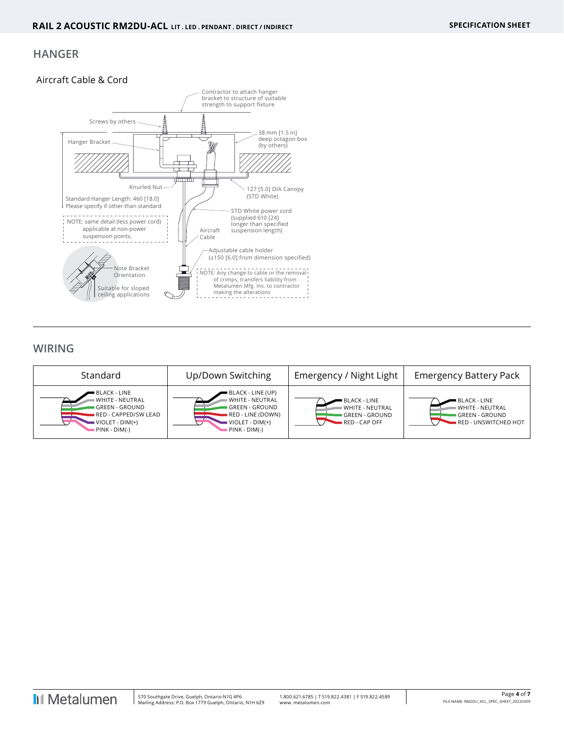## HANGER

### Aircraft Cable & Cord

Contractor to attach hanger bracket to structure of suitable strength to support fixture

Screws by others

Hanger Bracket

38 mm [1.5 in] deep octagon box (by others)

Knurled Nut

127 [5.0] DIA Canopy (STD White)

Standard Hanger Length: 460 [18.0] Please specify if other than standard

STD White power cord (supplied 610 [24] longer than specified suspension length)

NOTE: same detail (less power cord) applicable at non-power suspension points.

Aircraft Cable

Adjustable cable holder (±150 [6.0] from dimension specified)

Note Bracket Orientation

Suitable for sloped ceiling applications

NOTE: Any change to cable or the removal of crimps, transfers liability from Metalumen Mfg. Inc. to contractor making the alterations

## WIRING

| Standard | Up/Down Switching | Emergency / Night Light | Emergency Battery Pack |
|---|---|---|---|
| BLACK - LINE<br>WHITE - NEUTRAL<br>GREEN - GROUND<br>RED - CAPPED/SW LEAD<br>VIOLET - DIM(+)<br>PINK - DIM(-) | BLACK - LINE (UP)<br>WHITE - NEUTRAL<br>GREEN - GROUND<br>RED - LINE (DOWN)<br>VIOLET - DIM(+)<br>PINK - DIM(-) | BLACK - LINE<br>WHITE - NEUTRAL<br>GREEN - GROUND<br>RED - CAP OFF | BLACK - LINE<br>WHITE - NEUTRAL<br>GREEN - GROUND<br>RED - UNSWITCHED HOT |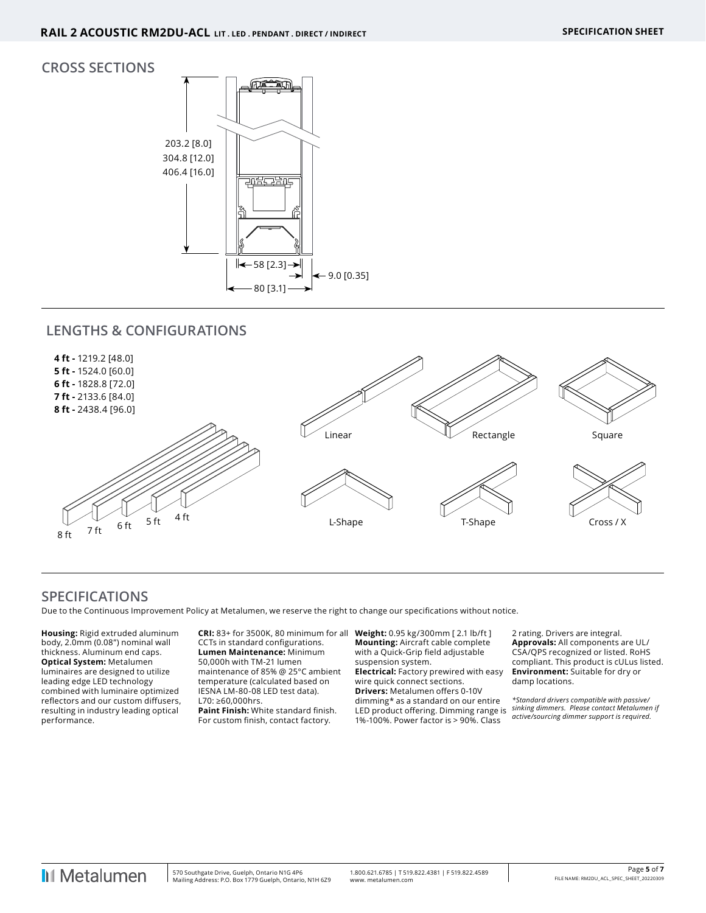## CROSS SECTIONS

203.2 [8.0]
304.8 [12.0]
406.4 [16.0]

58 [2.3]
9.0 [0.35]
80 [3.1]

## LENGTHS & CONFIGURATIONS

**4 ft -** 1219.2 [48.0]
**5 ft -** 1524.0 [60.0]
**6 ft -** 1828.8 [72.0]
**7 ft -** 2133.6 [84.0]
**8 ft -** 2438.4 [96.0]

8 ft 7 ft 6 ft 5 ft 4 ft

Linear Rectangle Square

L-Shape T-Shape Cross / X

## SPECIFICATIONS

Due to the Continuous Improvement Policy at Metalumen, we reserve the right to change our specifications without notice.

**Housing:** Rigid extruded aluminum body, 2.0mm (0.08") nominal wall thickness. Aluminum end caps.
**Optical System:** Metalumen luminaires are designed to utilize leading edge LED technology combined with luminaire optimized reflectors and our custom diffusers, resulting in industry leading optical performance.
**CRI:** 83+ for 3500K, 80 minimum for all CCTs in standard configurations.
**Lumen Maintenance:** Minimum 50,000h with TM-21 lumen maintenance of 85% @ 25°C ambient temperature (calculated based on IESNA LM-80-08 LED test data). L70: ≥60,000hrs.
**Paint Finish:** White standard finish. For custom finish, contact factory.
**Weight:** 0.95 kg/300mm [ 2.1 lb/ft ]
**Mounting:** Aircraft cable complete with a Quick-Grip field adjustable suspension system.
**Electrical:** Factory prewired with easy wire quick connect sections.
**Drivers:** Metalumen offers 0-10V dimming* as a standard on our entire LED product offering. Dimming range is 1%-100%. Power factor is > 90%. Class 2 rating. Drivers are integral.
**Approvals:** All components are UL/CSA/QPS recognized or listed. RoHS compliant. This product is cULus listed.
**Environment:** Suitable for dry or damp locations.

*\*Standard drivers compatible with passive/sinking dimmers. Please contact Metalumen if active/sourcing dimmer support is required.*

Metalumen

570 Southgate Drive, Guelph, Ontario N1G 4P6
Mailing Address: P.O. Box 1779 Guelph, Ontario, N1H 6Z9

1.800.621.6785 | T 519.822.4381 | F 519.822.4589
www. metalumen.com

FILE NAME: RM2DU_ACL_SPEC_SHEET_20220309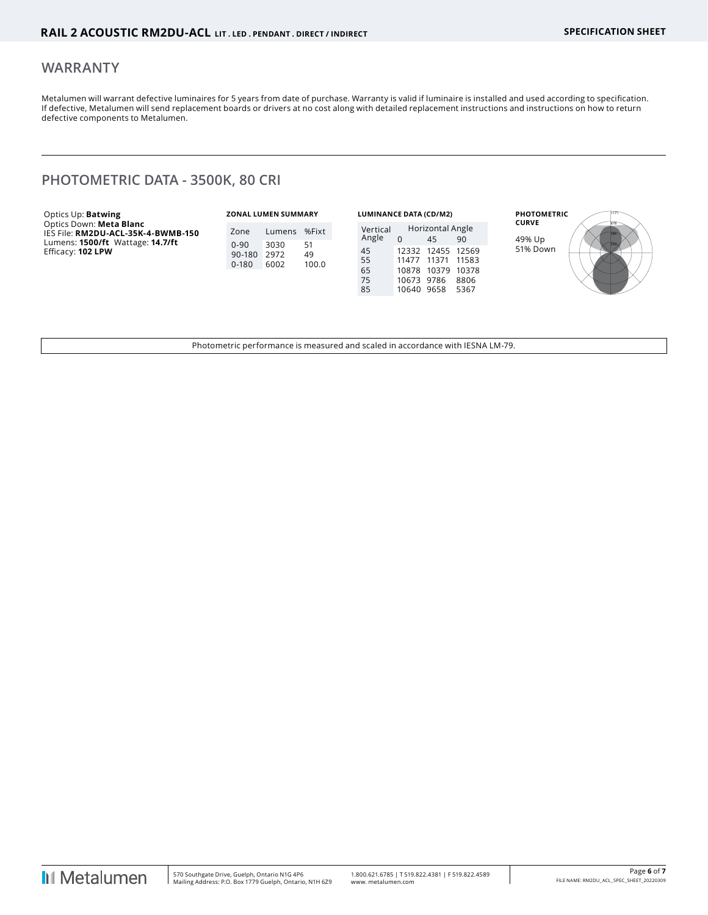## WARRANTY

Metalumen will warrant defective luminaires for 5 years from date of purchase. Warranty is valid if luminaire is installed and used according to specification. If defective, Metalumen will send replacement boards or drivers at no cost along with detailed replacement instructions and instructions on how to return defective components to Metalumen.

## PHOTOMETRIC DATA - 3500K, 80 CRI

Optics Up: **Batwing**
Optics Down: **Meta Blanc**
IES File: **RM2DU-ACL-35K-4-BWMB-150**
Lumens: **1500/ft** Wattage: **14.7/ft**
Efficacy: **102 LPW**

**ZONAL LUMEN SUMMARY**

| Zone | Lumens | %Fixt |
|---|---|---|
| 0-90 | 3030 | 51 |
| 90-180 | 2972 | 49 |
| 0-180 | 6002 | 100.0 |

**LUMINANCE DATA (CD/M2)**

| Vertical Angle | Horizontal Angle | | |
|---|---|---|---|
| | 0 | 45 | 90 |
| 45 | 12332 | 12455 | 12569 |
| 55 | 11477 | 11371 | 11583 |
| 65 | 10878 | 10379 | 10378 |
| 75 | 10673 | 9786 | 8806 |
| 85 | 10640 | 9658 | 5367 |

**PHOTOMETRIC CURVE**

49% Up
51% Down

Photometric performance is measured and scaled in accordance with IESNA LM-79.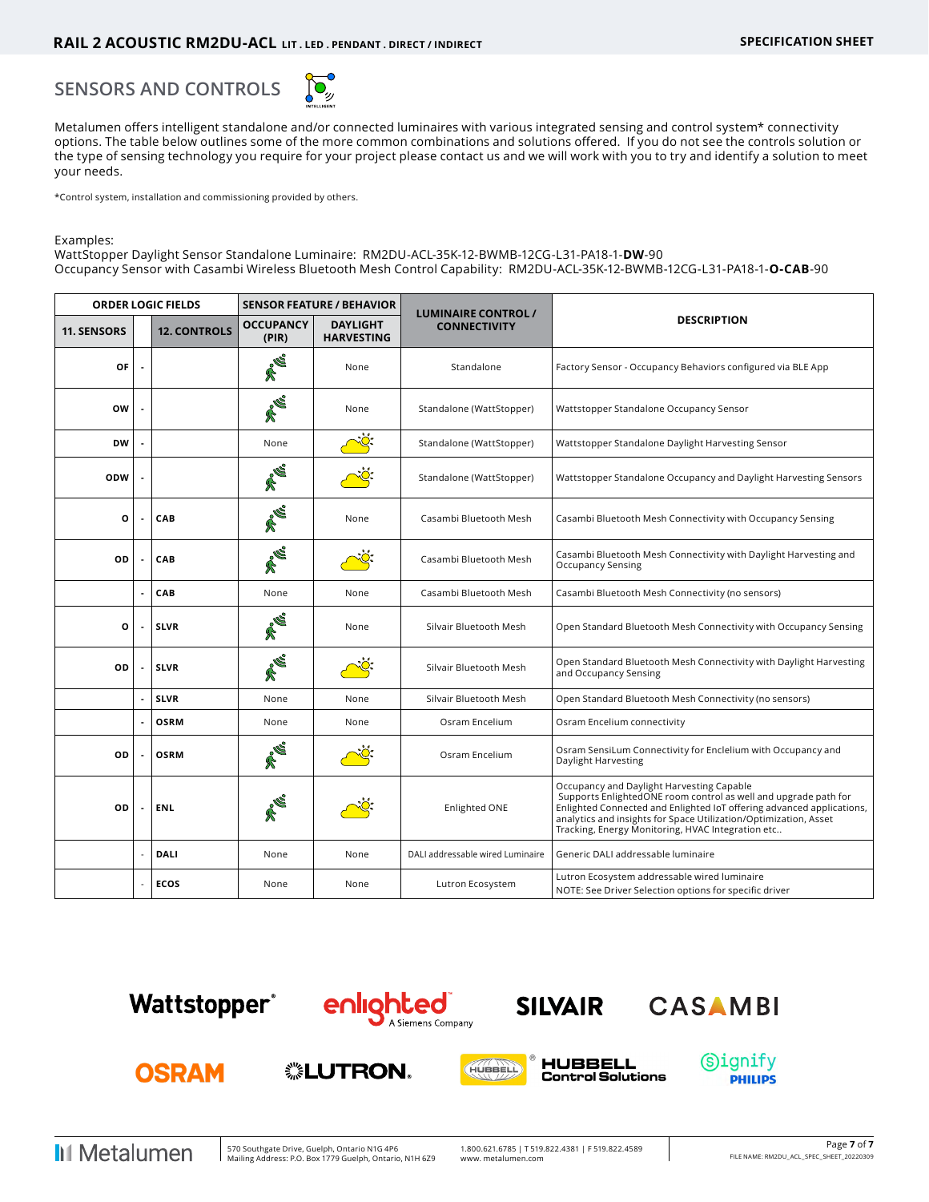## SENSORS AND CONTROLS

Metalumen offers intelligent standalone and/or connected luminaires with various integrated sensing and control system* connectivity options. The table below outlines some of the more common combinations and solutions offered. If you do not see the controls solution or the type of sensing technology you require for your project please contact us and we will work with you to try and identify a solution to meet your needs.

*Control system, installation and commissioning provided by others.

Examples:
WattStopper Daylight Sensor Standalone Luminaire: RM2DU-ACL-35K-12-BWMB-12CG-L31-PA18-1-**DW**-90
Occupancy Sensor with Casambi Wireless Bluetooth Mesh Control Capability: RM2DU-ACL-35K-12-BWMB-12CG-L31-PA18-1-**O-CAB**-90

| ORDER LOGIC FIELDS | | | SENSOR FEATURE / BEHAVIOR | | LUMINAIRE CONTROL / CONNECTIVITY | DESCRIPTION |
|---|---|---|---|---|---|---|
| **11. SENSORS** | | **12. CONTROLS** | **OCCUPANCY (PIR)** | **DAYLIGHT HARVESTING** | | |
| **OF** | - | | ✓ | None | Standalone | Factory Sensor - Occupancy Behaviors configured via BLE App |
| **OW** | - | | ✓ | None | Standalone (WattStopper) | Wattstopper Standalone Occupancy Sensor |
| **DW** | - | | None | ✓ | Standalone (WattStopper) | Wattstopper Standalone Daylight Harvesting Sensor |
| **ODW** | - | | ✓ | ✓ | Standalone (WattStopper) | Wattstopper Standalone Occupancy and Daylight Harvesting Sensors |
| **O** | - | **CAB** | ✓ | None | Casambi Bluetooth Mesh | Casambi Bluetooth Mesh Connectivity with Occupancy Sensing |
| **OD** | - | **CAB** | ✓ | ✓ | Casambi Bluetooth Mesh | Casambi Bluetooth Mesh Connectivity with Daylight Harvesting and Occupancy Sensing |
| | - | **CAB** | None | None | Casambi Bluetooth Mesh | Casambi Bluetooth Mesh Connectivity (no sensors) |
| **O** | - | **SLVR** | ✓ | None | Silvair Bluetooth Mesh | Open Standard Bluetooth Mesh Connectivity with Occupancy Sensing |
| **OD** | - | **SLVR** | ✓ | ✓ | Silvair Bluetooth Mesh | Open Standard Bluetooth Mesh Connectivity with Daylight Harvesting and Occupancy Sensing |
| | - | **SLVR** | None | None | Silvair Bluetooth Mesh | Open Standard Bluetooth Mesh Connectivity (no sensors) |
| | - | **OSRM** | None | None | Osram Encelium | Osram Encelium connectivity |
| **OD** | - | **OSRM** | ✓ | ✓ | Osram Encelium | Osram SensiLum Connectivity for Enclelium with Occupancy and Daylight Harvesting |
| **OD** | - | **ENL** | ✓ | ✓ | Enlighted ONE | Occupancy and Daylight Harvesting Capable Supports EnlightedONE room control as well and upgrade path for Enlighted Connected and Enlighted IoT offering advanced applications, analytics and insights for Space Utilization/Optimization, Asset Tracking, Energy Monitoring, HVAC Integration etc.. |
| | - | **DALI** | None | None | DALI addressable wired Luminaire | Generic DALI addressable luminaire |
| | - | **ECOS** | None | None | Lutron Ecosystem | Lutron Ecosystem addressable wired luminaire<br>NOTE: See Driver Selection options for specific driver |

Wattstopper® | enlighted™ A Siemens Company | SILVAIR | CASAMBI | OSRAM | LUTRON | HUBBELL Control Solutions | Signify PHILIPS